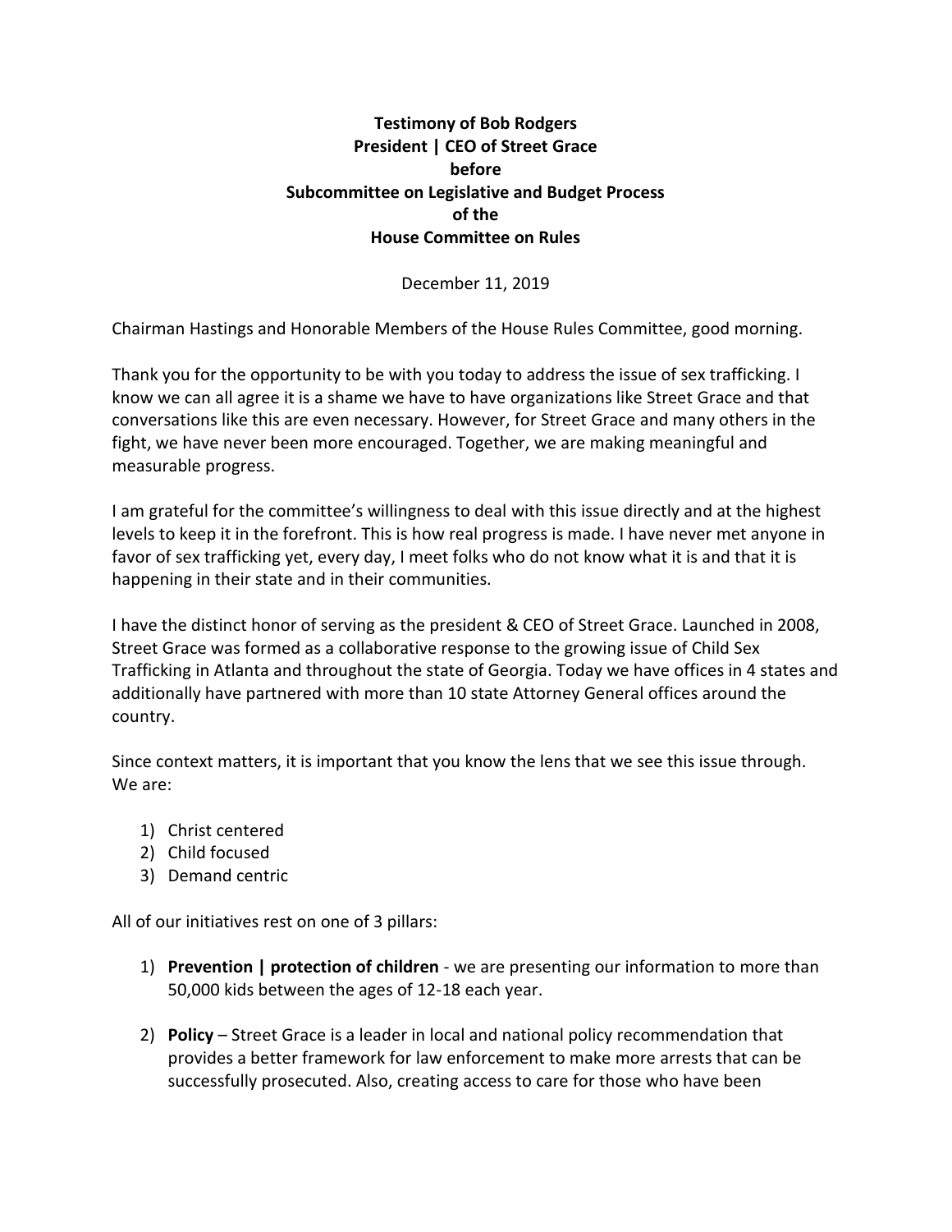**Testimony of Bob Rodgers**
**President | CEO of Street Grace**
**before**
**Subcommittee on Legislative and Budget Process**
**of the**
**House Committee on Rules**

December 11, 2019

Chairman Hastings and Honorable Members of the House Rules Committee, good morning.

Thank you for the opportunity to be with you today to address the issue of sex trafficking. I know we can all agree it is a shame we have to have organizations like Street Grace and that conversations like this are even necessary. However, for Street Grace and many others in the fight, we have never been more encouraged. Together, we are making meaningful and measurable progress.

I am grateful for the committee's willingness to deal with this issue directly and at the highest levels to keep it in the forefront. This is how real progress is made. I have never met anyone in favor of sex trafficking yet, every day, I meet folks who do not know what it is and that it is happening in their state and in their communities.

I have the distinct honor of serving as the president & CEO of Street Grace. Launched in 2008, Street Grace was formed as a collaborative response to the growing issue of Child Sex Trafficking in Atlanta and throughout the state of Georgia. Today we have offices in 4 states and additionally have partnered with more than 10 state Attorney General offices around the country.

Since context matters, it is important that you know the lens that we see this issue through. We are:

1) Christ centered
2) Child focused
3) Demand centric

All of our initiatives rest on one of 3 pillars:

1) **Prevention | protection of children** - we are presenting our information to more than 50,000 kids between the ages of 12-18 each year.

2) **Policy** – Street Grace is a leader in local and national policy recommendation that provides a better framework for law enforcement to make more arrests that can be successfully prosecuted. Also, creating access to care for those who have been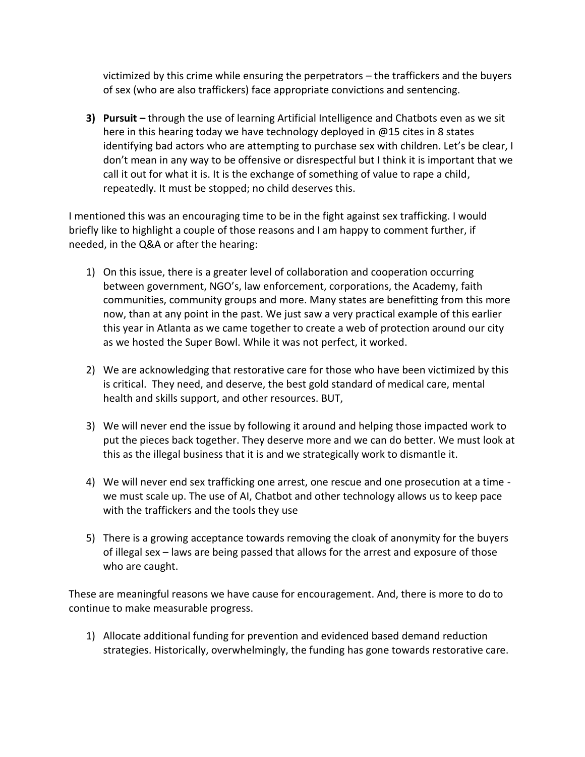victimized by this crime while ensuring the perpetrators – the traffickers and the buyers of sex (who are also traffickers) face appropriate convictions and sentencing.

3) **Pursuit –** through the use of learning Artificial Intelligence and Chatbots even as we sit here in this hearing today we have technology deployed in @15 cites in 8 states identifying bad actors who are attempting to purchase sex with children. Let's be clear, I don't mean in any way to be offensive or disrespectful but I think it is important that we call it out for what it is. It is the exchange of something of value to rape a child, repeatedly. It must be stopped; no child deserves this.

I mentioned this was an encouraging time to be in the fight against sex trafficking. I would briefly like to highlight a couple of those reasons and I am happy to comment further, if needed, in the Q&A or after the hearing:

1) On this issue, there is a greater level of collaboration and cooperation occurring between government, NGO's, law enforcement, corporations, the Academy, faith communities, community groups and more. Many states are benefitting from this more now, than at any point in the past. We just saw a very practical example of this earlier this year in Atlanta as we came together to create a web of protection around our city as we hosted the Super Bowl. While it was not perfect, it worked.

2) We are acknowledging that restorative care for those who have been victimized by this is critical. They need, and deserve, the best gold standard of medical care, mental health and skills support, and other resources. BUT,

3) We will never end the issue by following it around and helping those impacted work to put the pieces back together. They deserve more and we can do better. We must look at this as the illegal business that it is and we strategically work to dismantle it.

4) We will never end sex trafficking one arrest, one rescue and one prosecution at a time - we must scale up. The use of AI, Chatbot and other technology allows us to keep pace with the traffickers and the tools they use

5) There is a growing acceptance towards removing the cloak of anonymity for the buyers of illegal sex – laws are being passed that allows for the arrest and exposure of those who are caught.

These are meaningful reasons we have cause for encouragement. And, there is more to do to continue to make measurable progress.

1) Allocate additional funding for prevention and evidenced based demand reduction strategies. Historically, overwhelmingly, the funding has gone towards restorative care.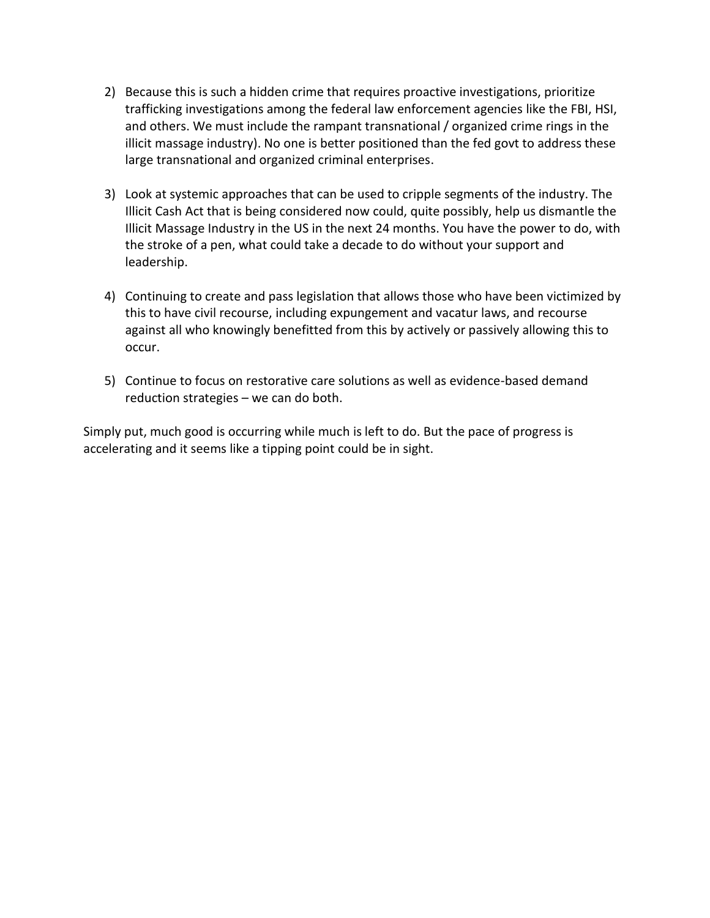2) Because this is such a hidden crime that requires proactive investigations, prioritize trafficking investigations among the federal law enforcement agencies like the FBI, HSI, and others. We must include the rampant transnational / organized crime rings in the illicit massage industry). No one is better positioned than the fed govt to address these large transnational and organized criminal enterprises.

3) Look at systemic approaches that can be used to cripple segments of the industry. The Illicit Cash Act that is being considered now could, quite possibly, help us dismantle the Illicit Massage Industry in the US in the next 24 months. You have the power to do, with the stroke of a pen, what could take a decade to do without your support and leadership.

4) Continuing to create and pass legislation that allows those who have been victimized by this to have civil recourse, including expungement and vacatur laws, and recourse against all who knowingly benefitted from this by actively or passively allowing this to occur.

5) Continue to focus on restorative care solutions as well as evidence-based demand reduction strategies – we can do both.

Simply put, much good is occurring while much is left to do. But the pace of progress is accelerating and it seems like a tipping point could be in sight.